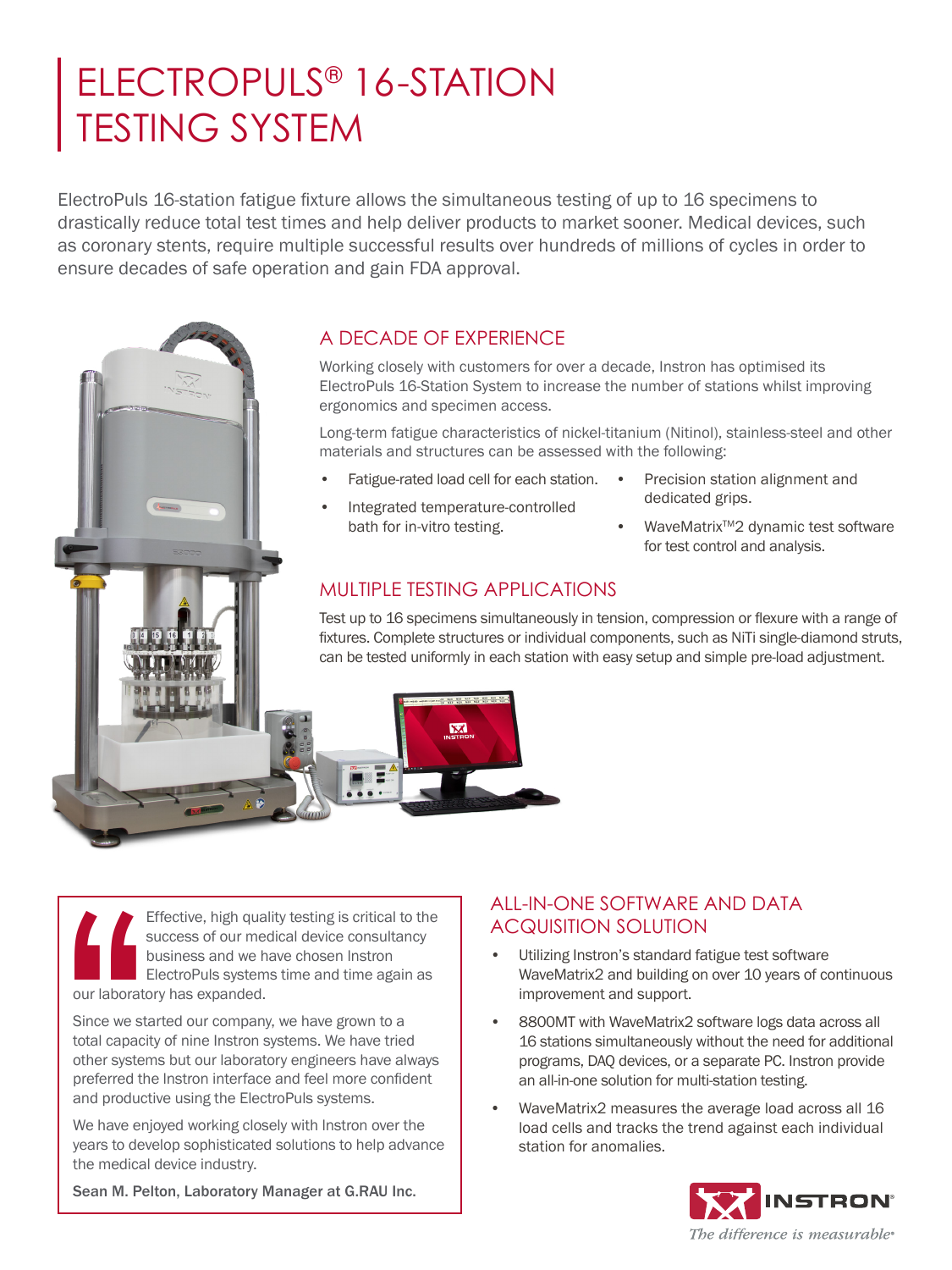# ELECTROPULS® 16-STATION TESTING SYSTEM

ElectroPuls 16-station fatigue fixture allows the simultaneous testing of up to 16 specimens to drastically reduce total test times and help deliver products to market sooner. Medical devices, such as coronary stents, require multiple successful results over hundreds of millions of cycles in order to ensure decades of safe operation and gain FDA approval.

## A DECADE OF EXPERIENCE

Working closely with customers for over a decade, Instron has optimised its ElectroPuls 16-Station System to increase the number of stations whilst improving ergonomics and specimen access.

Long-term fatigue characteristics of nickel-titanium (Nitinol), stainless-steel and other materials and structures can be assessed with the following:

- Fatigue-rated load cell for each station.
- Integrated temperature-controlled bath for in-vitro testing.
- Precision station alignment and dedicated grips.
- WaveMatrix™2 dynamic test software for test control and analysis.

## MULTIPLE TESTING APPLICATIONS

Test up to 16 specimens simultaneously in tension, compression or flexure with a range of fixtures. Complete structures or individual components, such as NiTi single-diamond struts, can be tested uniformly in each station with easy setup and simple pre-load adjustment.

> Effective, high quality testing is critical to the success of our medical device consultancy business and we have chosen Instron ElectroPuls systems time and time again as our laboratory has expanded.
>
> Since we started our company, we have grown to a total capacity of nine Instron systems. We have tried other systems but our laboratory engineers have always preferred the Instron interface and feel more confident and productive using the ElectroPuls systems.
>
> We have enjoyed working closely with Instron over the years to develop sophisticated solutions to help advance the medical device industry.
>
> Sean M. Pelton, Laboratory Manager at G.RAU Inc.

## ALL-IN-ONE SOFTWARE AND DATA ACQUISITION SOLUTION

- Utilizing Instron's standard fatigue test software WaveMatrix2 and building on over 10 years of continuous improvement and support.
- 8800MT with WaveMatrix2 software logs data across all 16 stations simultaneously without the need for additional programs, DAQ devices, or a separate PC. Instron provide an all-in-one solution for multi-station testing.
- WaveMatrix2 measures the average load across all 16 load cells and tracks the trend against each individual station for anomalies.

INSTRON®

*The difference is measurable®*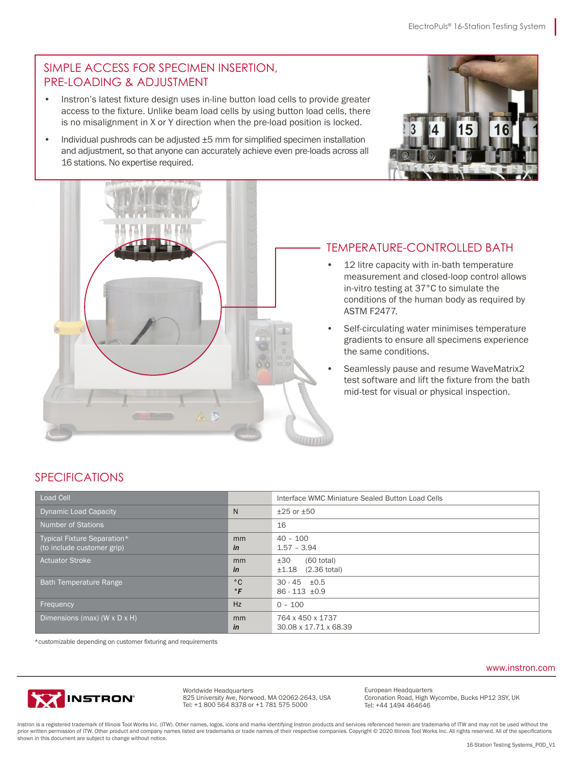## SIMPLE ACCESS FOR SPECIMEN INSERTION, PRE-LOADING & ADJUSTMENT

- Instron's latest fixture design uses in-line button load cells to provide greater access to the fixture. Unlike beam load cells by using button load cells, there is no misalignment in X or Y direction when the pre-load position is locked.
- Individual pushrods can be adjusted ±5 mm for simplified specimen installation and adjustment, so that anyone can accurately achieve even pre-loads across all 16 stations. No expertise required.

## TEMPERATURE-CONTROLLED BATH

- 12 litre capacity with in-bath temperature measurement and closed-loop control allows in-vitro testing at 37°C to simulate the conditions of the human body as required by ASTM F2477.
- Self-circulating water minimises temperature gradients to ensure all specimens experience the same conditions.
- Seamlessly pause and resume WaveMatrix2 test software and lift the fixture from the bath mid-test for visual or physical inspection.

## SPECIFICATIONS

| | | |
|---|---|---|
| Load Cell | | Interface WMC Miniature Sealed Button Load Cells |
| Dynamic Load Capacity | N | ±25 or ±50 |
| Number of Stations | | 16 |
| Typical Fixture Separation* (to include customer grip) | mm<br>*in* | 40 – 100<br>1.57 – 3.94 |
| Actuator Stroke | mm<br>*in* | ±30 (60 total)<br>±1.18 (2.36 total) |
| Bath Temperature Range | °C<br>*°F* | 30 - 45 ±0.5<br>86 - 113 ±0.9 |
| Frequency | Hz | 0 – 100 |
| Dimensions (max) (W x D x H) | mm<br>*in* | 764 x 450 x 1737<br>30.08 x 17.71 x 68.39 |

*customizable depending on customer fixturing and requirements

www.instron.com

INSTRON®

Worldwide Headquarters
825 University Ave, Norwood, MA 02062-2643, USA
Tel: +1 800 564 8378 or +1 781 575 5000

European Headquarters
Coronation Road, High Wycombe, Bucks HP12 3SY, UK
Tel: +44 1494 464646

Instron is a registered trademark of Illinois Tool Works Inc. (ITW). Other names, logos, icons and marks identifying Instron products and services referenced herein are trademarks of ITW and may not be used without the prior written permission of ITW. Other product and company names listed are trademarks or trade names of their respective companies. Copyright © 2020 Illinois Tool Works Inc. All rights reserved. All of the specifications shown in this document are subject to change without notice.

16-Station Testing Systems_POD_V1